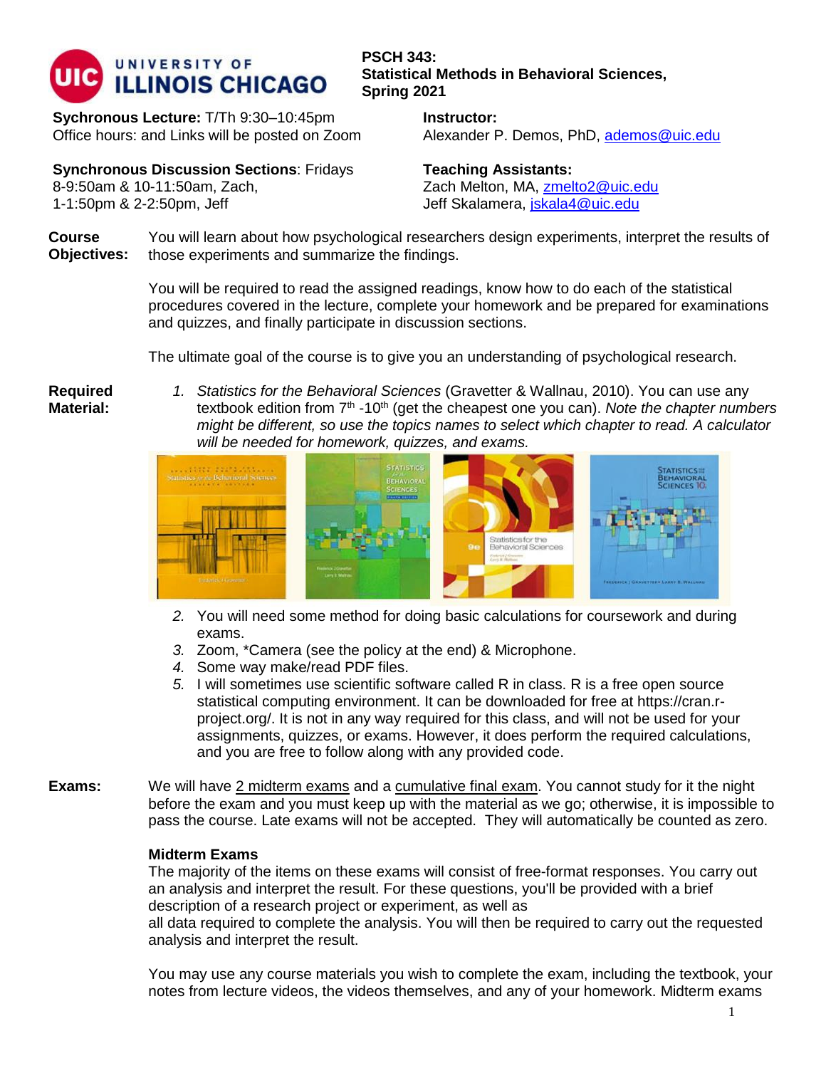# PSCH 343: Statistical Methods in Behavioral Sciences, Spring 2021

UNIVERSITY OF ILLINOIS CHICAGO

**Sychronous Lecture:** T/Th 9:30–10:45pm
Office hours: and Links will be posted on Zoom

**Instructor:**
Alexander P. Demos, PhD, ademos@uic.edu

**Synchronous Discussion Sections**: Fridays
8-9:50am & 10-11:50am, Zach,
1-1:50pm & 2-2:50pm, Jeff

**Teaching Assistants:**
Zach Melton, MA, zmelto2@uic.edu
Jeff Skalamera, jskala4@uic.edu

**Course Objectives:**

You will learn about how psychological researchers design experiments, interpret the results of those experiments and summarize the findings.

You will be required to read the assigned readings, know how to do each of the statistical procedures covered in the lecture, complete your homework and be prepared for examinations and quizzes, and finally participate in discussion sections.

The ultimate goal of the course is to give you an understanding of psychological research.

**Required Material:**

1. *Statistics for the Behavioral Sciences* (Gravetter & Wallnau, 2010). You can use any textbook edition from 7th -10th (get the cheapest one you can). *Note the chapter numbers might be different, so use the topics names to select which chapter to read. A calculator will be needed for homework, quizzes, and exams.*
2. You will need some method for doing basic calculations for coursework and during exams.
3. Zoom, *Camera (see the policy at the end) & Microphone.
4. Some way make/read PDF files.
5. I will sometimes use scientific software called R in class. R is a free open source statistical computing environment. It can be downloaded for free at https://cran.r-project.org/. It is not in any way required for this class, and will not be used for your assignments, quizzes, or exams. However, it does perform the required calculations, and you are free to follow along with any provided code.

**Exams:**

We will have 2 midterm exams and a cumulative final exam. You cannot study for it the night before the exam and you must keep up with the material as we go; otherwise, it is impossible to pass the course. Late exams will not be accepted. They will automatically be counted as zero.

**Midterm Exams**

The majority of the items on these exams will consist of free-format responses. You carry out an analysis and interpret the result. For these questions, you'll be provided with a brief description of a research project or experiment, as well as all data required to complete the analysis. You will then be required to carry out the requested analysis and interpret the result.

You may use any course materials you wish to complete the exam, including the textbook, your notes from lecture videos, the videos themselves, and any of your homework. Midterm exams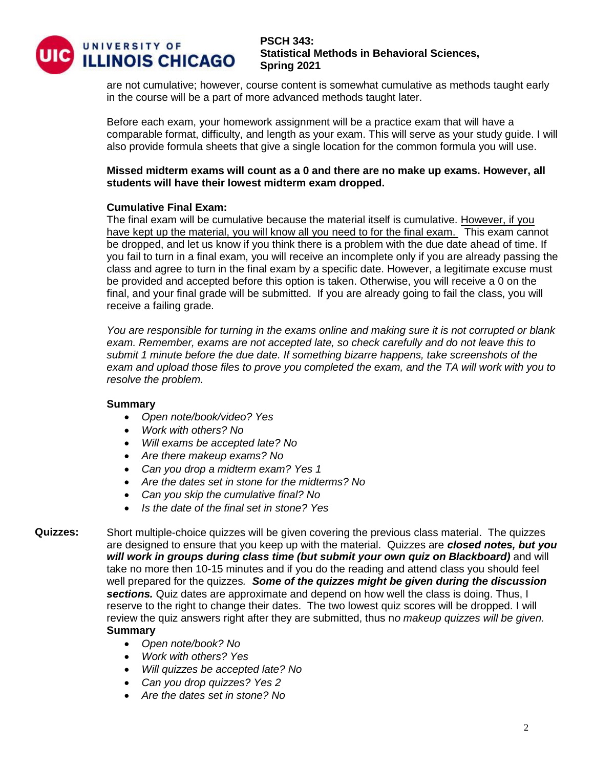are not cumulative; however, course content is somewhat cumulative as methods taught early in the course will be a part of more advanced methods taught later.

Before each exam, your homework assignment will be a practice exam that will have a comparable format, difficulty, and length as your exam. This will serve as your study guide. I will also provide formula sheets that give a single location for the common formula you will use.

**Missed midterm exams will count as a 0 and there are no make up exams. However, all students will have their lowest midterm exam dropped.**

**Cumulative Final Exam:**
The final exam will be cumulative because the material itself is cumulative. However, if you have kept up the material, you will know all you need to for the final exam. This exam cannot be dropped, and let us know if you think there is a problem with the due date ahead of time. If you fail to turn in a final exam, you will receive an incomplete only if you are already passing the class and agree to turn in the final exam by a specific date. However, a legitimate excuse must be provided and accepted before this option is taken. Otherwise, you will receive a 0 on the final, and your final grade will be submitted. If you are already going to fail the class, you will receive a failing grade.

*You are responsible for turning in the exams online and making sure it is not corrupted or blank exam. Remember, exams are not accepted late, so check carefully and do not leave this to submit 1 minute before the due date. If something bizarre happens, take screenshots of the exam and upload those files to prove you completed the exam, and the TA will work with you to resolve the problem.*

**Summary**

- *Open note/book/video? Yes*
- *Work with others? No*
- *Will exams be accepted late? No*
- *Are there makeup exams? No*
- *Can you drop a midterm exam? Yes 1*
- *Are the dates set in stone for the midterms? No*
- *Can you skip the cumulative final? No*
- *Is the date of the final set in stone? Yes*

**Quizzes:** Short multiple-choice quizzes will be given covering the previous class material. The quizzes are designed to ensure that you keep up with the material. Quizzes are ***closed notes, but you will work in groups during class time (but submit your own quiz on Blackboard)*** and will take no more then 10-15 minutes and if you do the reading and attend class you should feel well prepared for the quizzes. ***Some of the quizzes might be given during the discussion sections.*** Quiz dates are approximate and depend on how well the class is doing. Thus, I reserve to the right to change their dates. The two lowest quiz scores will be dropped. I will review the quiz answers right after they are submitted, thus n*o makeup quizzes will be given.*

**Summary**

- *Open note/book? No*
- *Work with others? Yes*
- *Will quizzes be accepted late? No*
- *Can you drop quizzes? Yes 2*
- *Are the dates set in stone? No*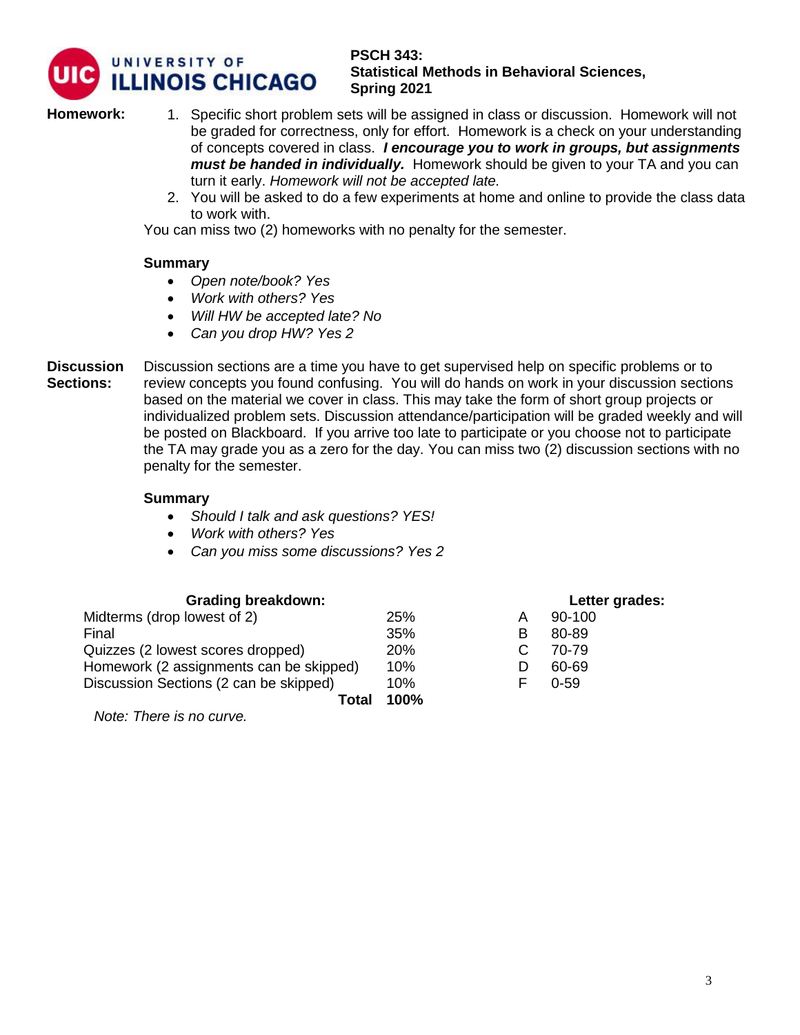**Homework:**

1. Specific short problem sets will be assigned in class or discussion. Homework will not be graded for correctness, only for effort. Homework is a check on your understanding of concepts covered in class. ***I encourage you to work in groups, but assignments must be handed in individually.*** Homework should be given to your TA and you can turn it early. *Homework will not be accepted late.*
2. You will be asked to do a few experiments at home and online to provide the class data to work with.

You can miss two (2) homeworks with no penalty for the semester.

**Summary**

- *Open note/book? Yes*
- *Work with others? Yes*
- *Will HW be accepted late? No*
- *Can you drop HW? Yes 2*

**Discussion Sections:** Discussion sections are a time you have to get supervised help on specific problems or to review concepts you found confusing. You will do hands on work in your discussion sections based on the material we cover in class. This may take the form of short group projects or individualized problem sets. Discussion attendance/participation will be graded weekly and will be posted on Blackboard. If you arrive too late to participate or you choose not to participate the TA may grade you as a zero for the day. You can miss two (2) discussion sections with no penalty for the semester.

**Summary**

- *Should I talk and ask questions? YES!*
- *Work with others? Yes*
- *Can you miss some discussions? Yes 2*

| Grading breakdown: | |
|---|---|
| Midterms (drop lowest of 2) | 25% |
| Final | 35% |
| Quizzes (2 lowest scores dropped) | 20% |
| Homework (2 assignments can be skipped) | 10% |
| Discussion Sections (2 can be skipped) | 10% |
| **Total** | **100%** |

*Note: There is no curve.*

| Letter grades: | |
|---|---|
| A | 90-100 |
| B | 80-89 |
| C | 70-79 |
| D | 60-69 |
| F | 0-59 |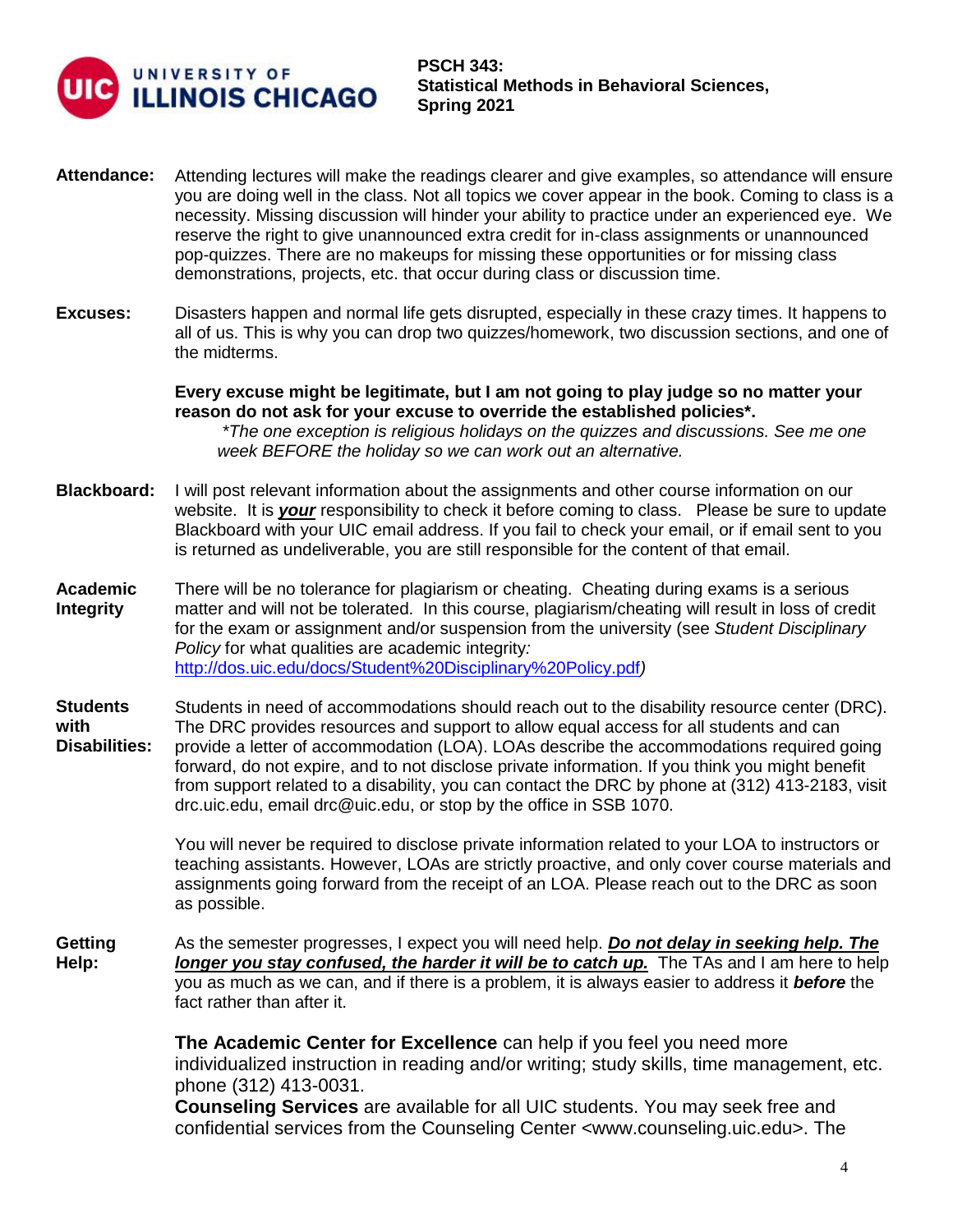**Attendance:** Attending lectures will make the readings clearer and give examples, so attendance will ensure you are doing well in the class. Not all topics we cover appear in the book. Coming to class is a necessity. Missing discussion will hinder your ability to practice under an experienced eye. We reserve the right to give unannounced extra credit for in-class assignments or unannounced pop-quizzes. There are no makeups for missing these opportunities or for missing class demonstrations, projects, etc. that occur during class or discussion time.

**Excuses:** Disasters happen and normal life gets disrupted, especially in these crazy times. It happens to all of us. This is why you can drop two quizzes/homework, two discussion sections, and one of the midterms.

**Every excuse might be legitimate, but I am not going to play judge so no matter your reason do not ask for your excuse to override the established policies*.**

*\*The one exception is religious holidays on the quizzes and discussions. See me one week BEFORE the holiday so we can work out an alternative.*

**Blackboard:** I will post relevant information about the assignments and other course information on our website. It is ***your*** responsibility to check it before coming to class. Please be sure to update Blackboard with your UIC email address. If you fail to check your email, or if email sent to you is returned as undeliverable, you are still responsible for the content of that email.

**Academic Integrity** There will be no tolerance for plagiarism or cheating. Cheating during exams is a serious matter and will not be tolerated. In this course, plagiarism/cheating will result in loss of credit for the exam or assignment and/or suspension from the university (see *Student Disciplinary Policy* for what qualities are academic integrity*:* http://dos.uic.edu/docs/Student%20Disciplinary%20Policy.pdf*)*

**Students with Disabilities:** Students in need of accommodations should reach out to the disability resource center (DRC). The DRC provides resources and support to allow equal access for all students and can provide a letter of accommodation (LOA). LOAs describe the accommodations required going forward, do not expire, and to not disclose private information. If you think you might benefit from support related to a disability, you can contact the DRC by phone at (312) 413-2183, visit drc.uic.edu, email drc@uic.edu, or stop by the office in SSB 1070.

You will never be required to disclose private information related to your LOA to instructors or teaching assistants. However, LOAs are strictly proactive, and only cover course materials and assignments going forward from the receipt of an LOA. Please reach out to the DRC as soon as possible.

**Getting Help:** As the semester progresses, I expect you will need help. ***Do not delay in seeking help. The longer you stay confused, the harder it will be to catch up.*** The TAs and I am here to help you as much as we can, and if there is a problem, it is always easier to address it ***before*** the fact rather than after it.

**The Academic Center for Excellence** can help if you feel you need more individualized instruction in reading and/or writing; study skills, time management, etc. phone (312) 413-0031.
**Counseling Services** are available for all UIC students. You may seek free and confidential services from the Counseling Center <www.counseling.uic.edu>. The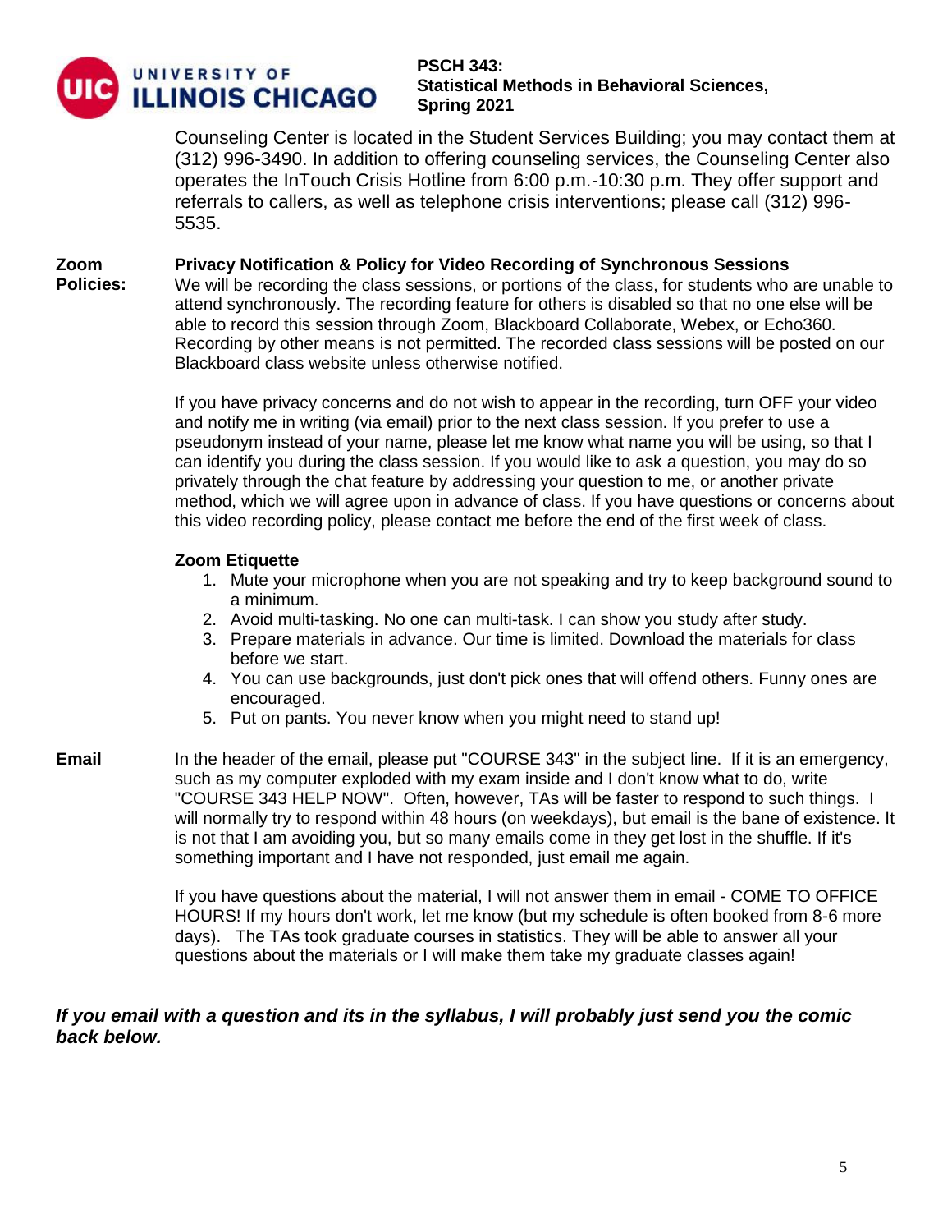Counseling Center is located in the Student Services Building; you may contact them at (312) 996-3490. In addition to offering counseling services, the Counseling Center also operates the InTouch Crisis Hotline from 6:00 p.m.-10:30 p.m. They offer support and referrals to callers, as well as telephone crisis interventions; please call (312) 996-5535.

**Zoom Policies:**

**Privacy Notification & Policy for Video Recording of Synchronous Sessions**

We will be recording the class sessions, or portions of the class, for students who are unable to attend synchronously. The recording feature for others is disabled so that no one else will be able to record this session through Zoom, Blackboard Collaborate, Webex, or Echo360. Recording by other means is not permitted. The recorded class sessions will be posted on our Blackboard class website unless otherwise notified.

If you have privacy concerns and do not wish to appear in the recording, turn OFF your video and notify me in writing (via email) prior to the next class session. If you prefer to use a pseudonym instead of your name, please let me know what name you will be using, so that I can identify you during the class session. If you would like to ask a question, you may do so privately through the chat feature by addressing your question to me, or another private method, which we will agree upon in advance of class. If you have questions or concerns about this video recording policy, please contact me before the end of the first week of class.

**Zoom Etiquette**

1. Mute your microphone when you are not speaking and try to keep background sound to a minimum.
2. Avoid multi-tasking. No one can multi-task. I can show you study after study.
3. Prepare materials in advance. Our time is limited. Download the materials for class before we start.
4. You can use backgrounds, just don't pick ones that will offend others. Funny ones are encouraged.
5. Put on pants. You never know when you might need to stand up!

**Email**

In the header of the email, please put "COURSE 343" in the subject line. If it is an emergency, such as my computer exploded with my exam inside and I don't know what to do, write "COURSE 343 HELP NOW". Often, however, TAs will be faster to respond to such things. I will normally try to respond within 48 hours (on weekdays), but email is the bane of existence. It is not that I am avoiding you, but so many emails come in they get lost in the shuffle. If it's something important and I have not responded, just email me again.

If you have questions about the material, I will not answer them in email - COME TO OFFICE HOURS! If my hours don't work, let me know (but my schedule is often booked from 8-6 more days). The TAs took graduate courses in statistics. They will be able to answer all your questions about the materials or I will make them take my graduate classes again!

***If you email with a question and its in the syllabus, I will probably just send you the comic back below.***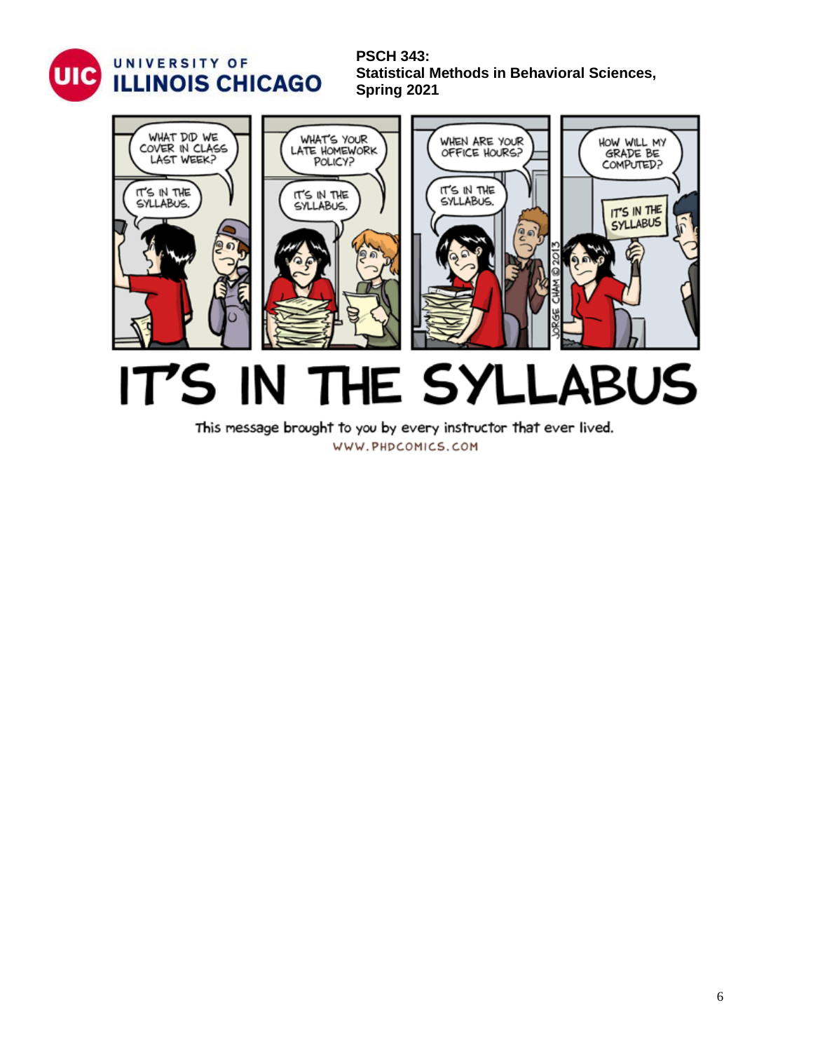# IT'S IN THE SYLLABUS

This message brought to you by every instructor that ever lived.

WWW.PHDCOMICS.COM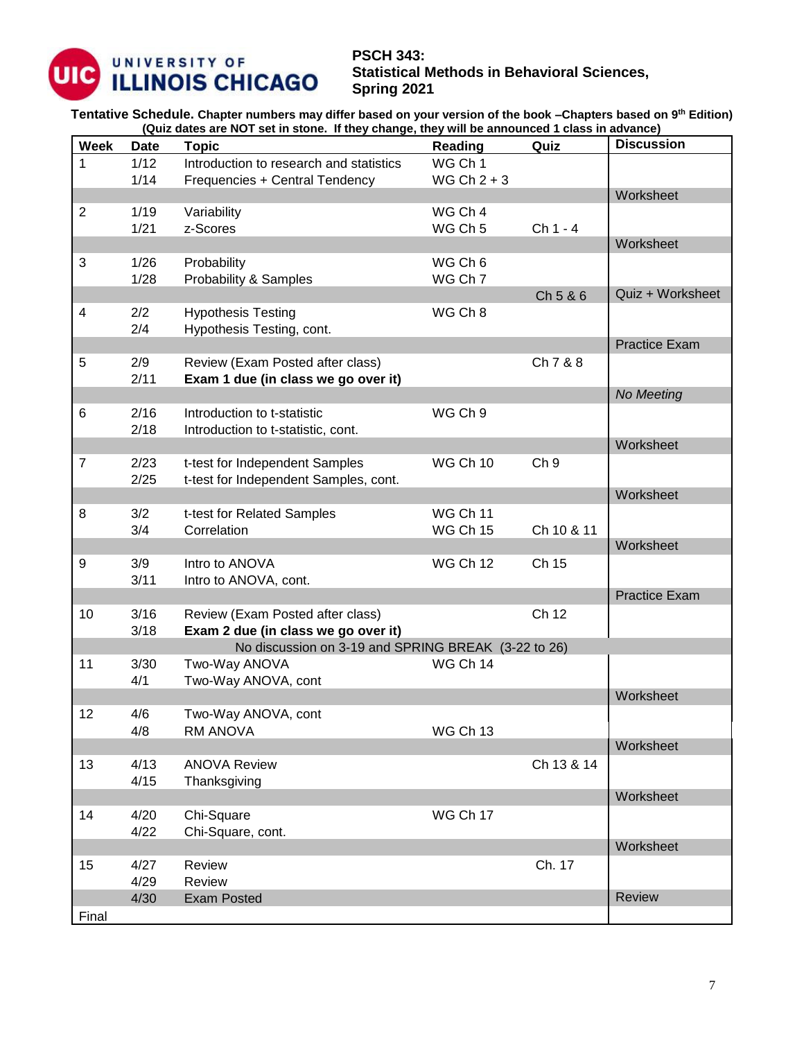**PSCH 343:**
**Statistical Methods in Behavioral Sciences,**
**Spring 2021**

**Tentative Schedule. Chapter numbers may differ based on your version of the book –Chapters based on 9th Edition)**
**(Quiz dates are NOT set in stone. If they change, they will be announced 1 class in advance)**

| Week | Date | Topic | Reading | Quiz | Discussion |
|---|---|---|---|---|---|
| 1 | 1/12 | Introduction to research and statistics | WG Ch 1 | | |
| | 1/14 | Frequencies + Central Tendency | WG Ch 2 + 3 | | |
| | | | | | Worksheet |
| 2 | 1/19 | Variability | WG Ch 4 | | |
| | 1/21 | z-Scores | WG Ch 5 | Ch 1 - 4 | |
| | | | | | Worksheet |
| 3 | 1/26 | Probability | WG Ch 6 | | |
| | 1/28 | Probability & Samples | WG Ch 7 | | |
| | | | | Ch 5 & 6 | Quiz + Worksheet |
| 4 | 2/2 | Hypothesis Testing | WG Ch 8 | | |
| | 2/4 | Hypothesis Testing, cont. | | | |
| | | | | | Practice Exam |
| 5 | 2/9 | Review (Exam Posted after class) | | Ch 7 & 8 | |
| | 2/11 | **Exam 1 due (in class we go over it)** | | | |
| | | | | | *No Meeting* |
| 6 | 2/16 | Introduction to t-statistic | WG Ch 9 | | |
| | 2/18 | Introduction to t-statistic, cont. | | | |
| | | | | | Worksheet |
| 7 | 2/23 | t-test for Independent Samples | WG Ch 10 | Ch 9 | |
| | 2/25 | t-test for Independent Samples, cont. | | | |
| | | | | | Worksheet |
| 8 | 3/2 | t-test for Related Samples | WG Ch 11 | | |
| | 3/4 | Correlation | WG Ch 15 | Ch 10 & 11 | |
| | | | | | Worksheet |
| 9 | 3/9 | Intro to ANOVA | WG Ch 12 | Ch 15 | |
| | 3/11 | Intro to ANOVA, cont. | | | |
| | | | | | Practice Exam |
| 10 | 3/16 | Review (Exam Posted after class) | | Ch 12 | |
| | 3/18 | **Exam 2 due (in class we go over it)** | | | |
| | | No discussion on 3-19 and SPRING BREAK (3-22 to 26) | | | |
| 11 | 3/30 | Two-Way ANOVA | WG Ch 14 | | |
| | 4/1 | Two-Way ANOVA, cont | | | |
| | | | | | Worksheet |
| 12 | 4/6 | Two-Way ANOVA, cont | | | |
| | 4/8 | RM ANOVA | WG Ch 13 | | |
| | | | | | Worksheet |
| 13 | 4/13 | ANOVA Review | | Ch 13 & 14 | |
| | 4/15 | Thanksgiving | | | |
| | | | | | Worksheet |
| 14 | 4/20 | Chi-Square | WG Ch 17 | | |
| | 4/22 | Chi-Square, cont. | | | |
| | | | | | Worksheet |
| 15 | 4/27 | Review | | Ch. 17 | |
| | 4/29 | Review | | | |
| | 4/30 | Exam Posted | | | Review |
| Final | | | | | |